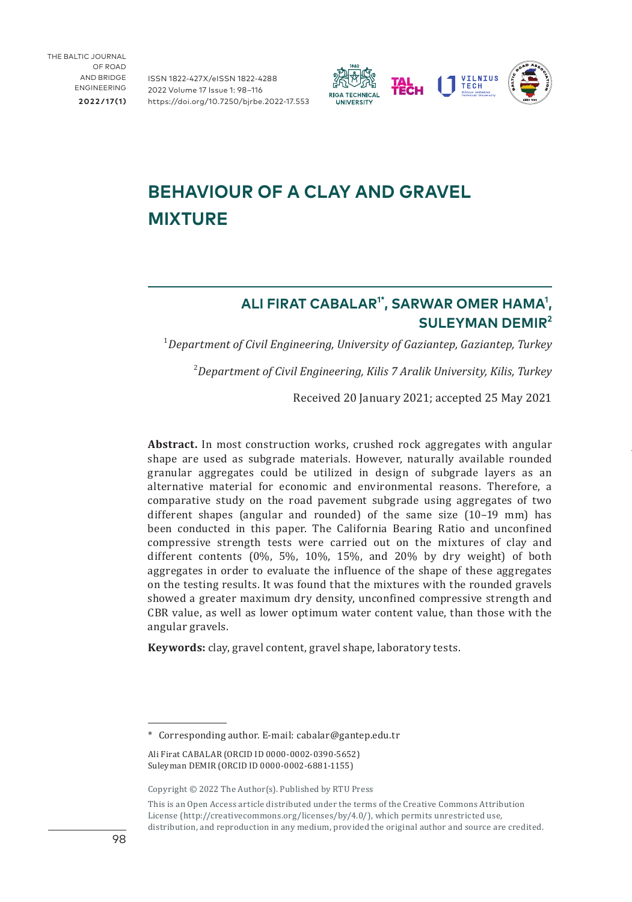# BEHAVIOUR OF A CLAY AND GRAVEL MIXTURE

## ALI FIRAT CABALAR[1*], SARWAR OMER HAMA[1], SULEYMAN DEMIR[2]

[1]*Department of Civil Engineering, University of Gaziantep, Gaziantep, Turkey*

[2]*Department of Civil Engineering, Kilis 7 Aralik University, Kilis, Turkey*

Received 20 January 2021; accepted 25 May 2021

**Abstract.** In most construction works, crushed rock aggregates with angular shape are used as subgrade materials. However, naturally available rounded granular aggregates could be utilized in design of subgrade layers as an alternative material for economic and environmental reasons. Therefore, a comparative study on the road pavement subgrade using aggregates of two different shapes (angular and rounded) of the same size (10–19 mm) has been conducted in this paper. The California Bearing Ratio and unconfined compressive strength tests were carried out on the mixtures of clay and different contents (0%, 5%, 10%, 15%, and 20% by dry weight) of both aggregates in order to evaluate the influence of the shape of these aggregates on the testing results. It was found that the mixtures with the rounded gravels showed a greater maximum dry density, unconfined compressive strength and CBR value, as well as lower optimum water content value, than those with the angular gravels.

**Keywords:** clay, gravel content, gravel shape, laboratory tests.

---

\* Corresponding author. E-mail: cabalar@gantep.edu.tr

Ali Firat CABALAR (ORCID ID 0000-0002-0390-5652)
Suleyman DEMIR (ORCID ID 0000-0002-6881-1155)

Copyright © 2022 The Author(s). Published by RTU Press

This is an Open Access article distributed under the terms of the Creative Commons Attribution License (http://creativecommons.org/licenses/by/4.0/), which permits unrestricted use, distribution, and reproduction in any medium, provided the original author and source are credited.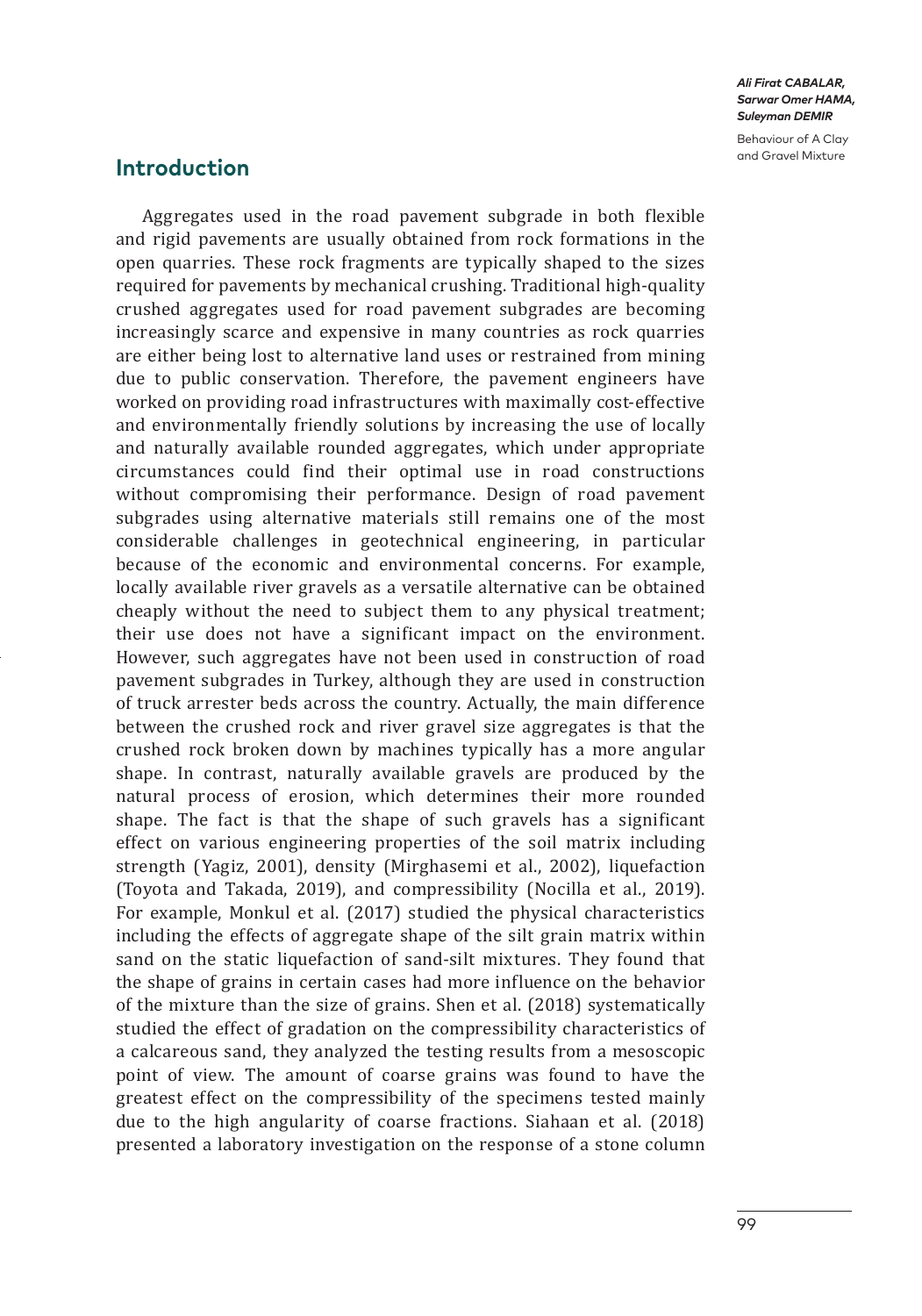## Introduction

Aggregates used in the road pavement subgrade in both flexible and rigid pavements are usually obtained from rock formations in the open quarries. These rock fragments are typically shaped to the sizes required for pavements by mechanical crushing. Traditional high-quality crushed aggregates used for road pavement subgrades are becoming increasingly scarce and expensive in many countries as rock quarries are either being lost to alternative land uses or restrained from mining due to public conservation. Therefore, the pavement engineers have worked on providing road infrastructures with maximally cost-effective and environmentally friendly solutions by increasing the use of locally and naturally available rounded aggregates, which under appropriate circumstances could find their optimal use in road constructions without compromising their performance. Design of road pavement subgrades using alternative materials still remains one of the most considerable challenges in geotechnical engineering, in particular because of the economic and environmental concerns. For example, locally available river gravels as a versatile alternative can be obtained cheaply without the need to subject them to any physical treatment; their use does not have a significant impact on the environment. However, such aggregates have not been used in construction of road pavement subgrades in Turkey, although they are used in construction of truck arrester beds across the country. Actually, the main difference between the crushed rock and river gravel size aggregates is that the crushed rock broken down by machines typically has a more angular shape. In contrast, naturally available gravels are produced by the natural process of erosion, which determines their more rounded shape. The fact is that the shape of such gravels has a significant effect on various engineering properties of the soil matrix including strength (Yagiz, 2001), density (Mirghasemi et al., 2002), liquefaction (Toyota and Takada, 2019), and compressibility (Nocilla et al., 2019). For example, Monkul et al. (2017) studied the physical characteristics including the effects of aggregate shape of the silt grain matrix within sand on the static liquefaction of sand-silt mixtures. They found that the shape of grains in certain cases had more influence on the behavior of the mixture than the size of grains. Shen et al. (2018) systematically studied the effect of gradation on the compressibility characteristics of a calcareous sand, they analyzed the testing results from a mesoscopic point of view. The amount of coarse grains was found to have the greatest effect on the compressibility of the specimens tested mainly due to the high angularity of coarse fractions. Siahaan et al. (2018) presented a laboratory investigation on the response of a stone column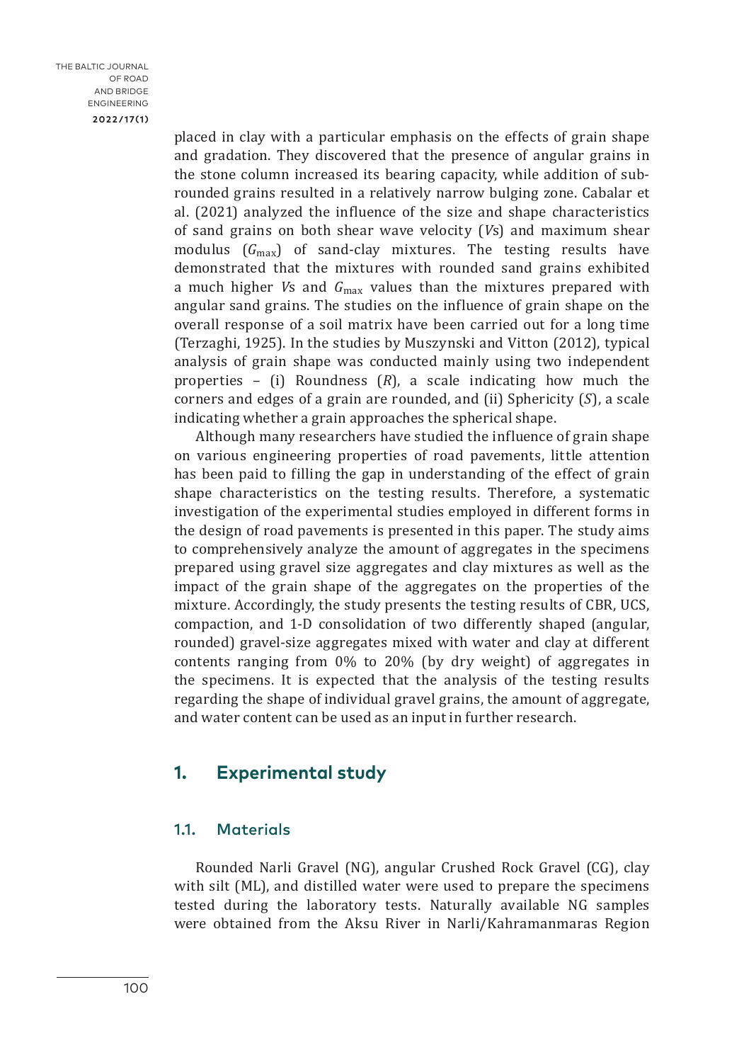placed in clay with a particular emphasis on the effects of grain shape and gradation. They discovered that the presence of angular grains in the stone column increased its bearing capacity, while addition of sub-rounded grains resulted in a relatively narrow bulging zone. Cabalar et al. (2021) analyzed the influence of the size and shape characteristics of sand grains on both shear wave velocity (*V*s) and maximum shear modulus ($G_{\max}$) of sand-clay mixtures. The testing results have demonstrated that the mixtures with rounded sand grains exhibited a much higher *V*s and $G_{\max}$ values than the mixtures prepared with angular sand grains. The studies on the influence of grain shape on the overall response of a soil matrix have been carried out for a long time (Terzaghi, 1925). In the studies by Muszynski and Vitton (2012), typical analysis of grain shape was conducted mainly using two independent properties – (i) Roundness (*R*), a scale indicating how much the corners and edges of a grain are rounded, and (ii) Sphericity (*S*), a scale indicating whether a grain approaches the spherical shape.

Although many researchers have studied the influence of grain shape on various engineering properties of road pavements, little attention has been paid to filling the gap in understanding of the effect of grain shape characteristics on the testing results. Therefore, a systematic investigation of the experimental studies employed in different forms in the design of road pavements is presented in this paper. The study aims to comprehensively analyze the amount of aggregates in the specimens prepared using gravel size aggregates and clay mixtures as well as the impact of the grain shape of the aggregates on the properties of the mixture. Accordingly, the study presents the testing results of CBR, UCS, compaction, and 1-D consolidation of two differently shaped (angular, rounded) gravel-size aggregates mixed with water and clay at different contents ranging from 0% to 20% (by dry weight) of aggregates in the specimens. It is expected that the analysis of the testing results regarding the shape of individual gravel grains, the amount of aggregate, and water content can be used as an input in further research.

## 1. Experimental study

### 1.1. Materials

Rounded Narli Gravel (NG), angular Crushed Rock Gravel (CG), clay with silt (ML), and distilled water were used to prepare the specimens tested during the laboratory tests. Naturally available NG samples were obtained from the Aksu River in Narli/Kahramanmaras Region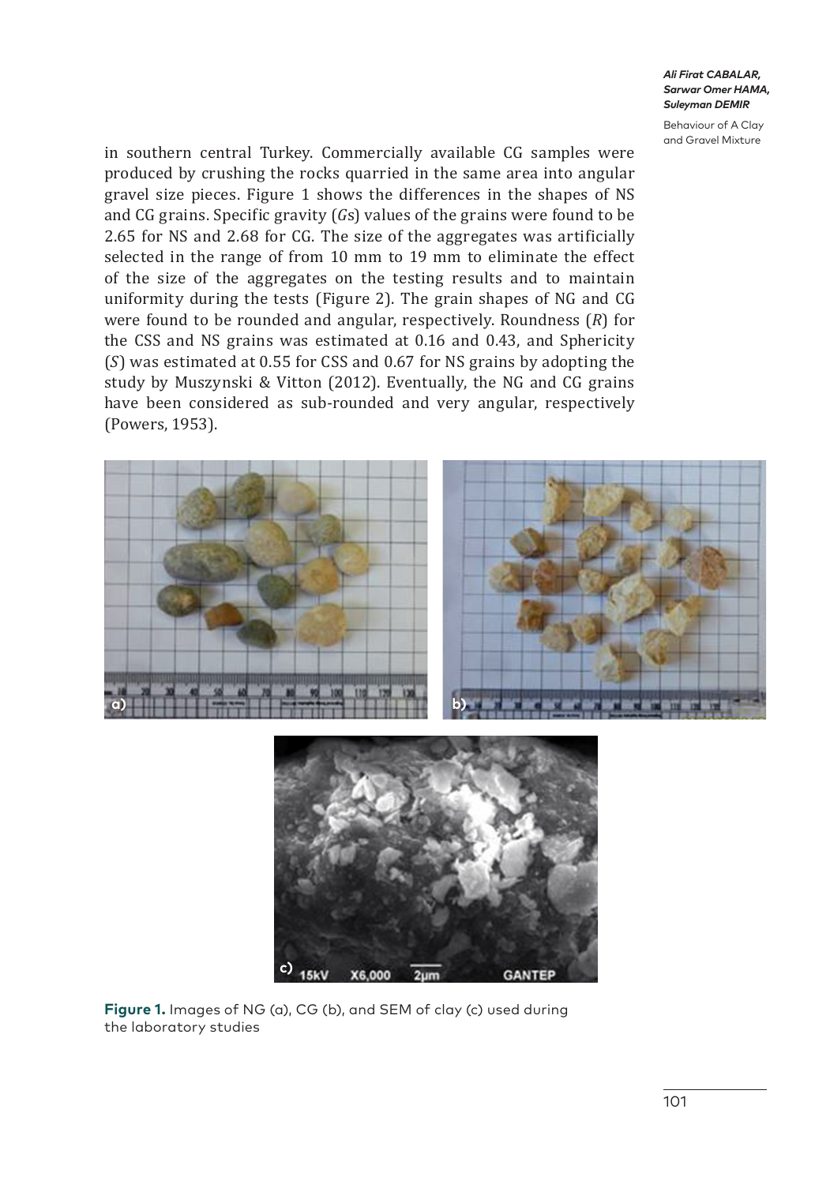in southern central Turkey. Commercially available CG samples were produced by crushing the rocks quarried in the same area into angular gravel size pieces. Figure 1 shows the differences in the shapes of NS and CG grains. Specific gravity ($Gs$) values of the grains were found to be 2.65 for NS and 2.68 for CG. The size of the aggregates was artificially selected in the range of from 10 mm to 19 mm to eliminate the effect of the size of the aggregates on the testing results and to maintain uniformity during the tests (Figure 2). The grain shapes of NG and CG were found to be rounded and angular, respectively. Roundness ($R$) for the CSS and NS grains was estimated at 0.16 and 0.43, and Sphericity ($S$) was estimated at 0.55 for CSS and 0.67 for NS grains by adopting the study by Muszynski & Vitton (2012). Eventually, the NG and CG grains have been considered as sub-rounded and very angular, respectively (Powers, 1953).

**Figure 1.** Images of NG (a), CG (b), and SEM of clay (c) used during the laboratory studies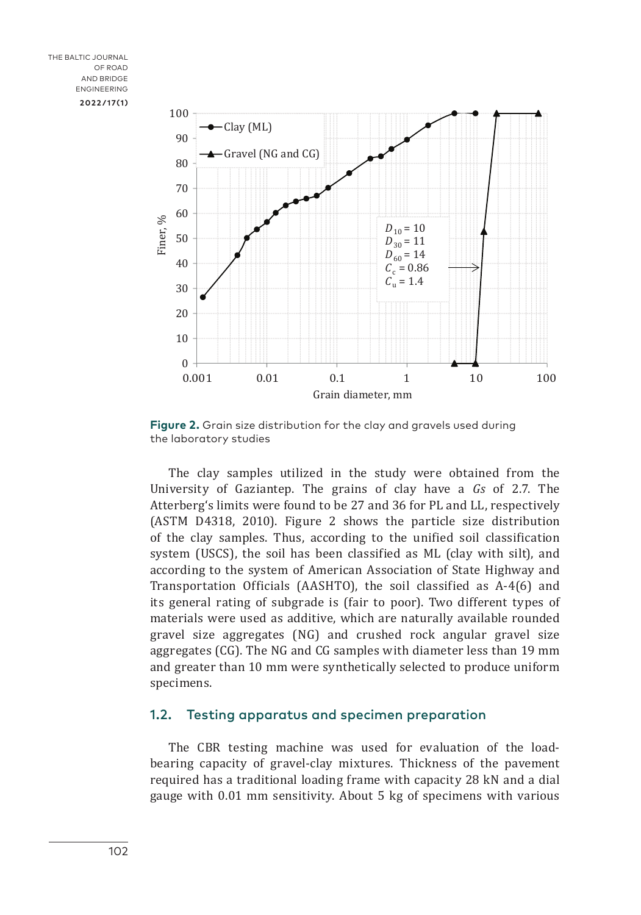Figure 2. Grain size distribution for the clay and gravels used during the laboratory studies

The clay samples utilized in the study were obtained from the University of Gaziantep. The grains of clay have a *Gs* of 2.7. The Atterberg's limits were found to be 27 and 36 for PL and LL, respectively (ASTM D4318, 2010). Figure 2 shows the particle size distribution of the clay samples. Thus, according to the unified soil classification system (USCS), the soil has been classified as ML (clay with silt), and according to the system of American Association of State Highway and Transportation Officials (AASHTO), the soil classified as A-4(6) and its general rating of subgrade is (fair to poor). Two different types of materials were used as additive, which are naturally available rounded gravel size aggregates (NG) and crushed rock angular gravel size aggregates (CG). The NG and CG samples with diameter less than 19 mm and greater than 10 mm were synthetically selected to produce uniform specimens.

## 1.2. Testing apparatus and specimen preparation

The CBR testing machine was used for evaluation of the load-bearing capacity of gravel-clay mixtures. Thickness of the pavement required has a traditional loading frame with capacity 28 kN and a dial gauge with 0.01 mm sensitivity. About 5 kg of specimens with various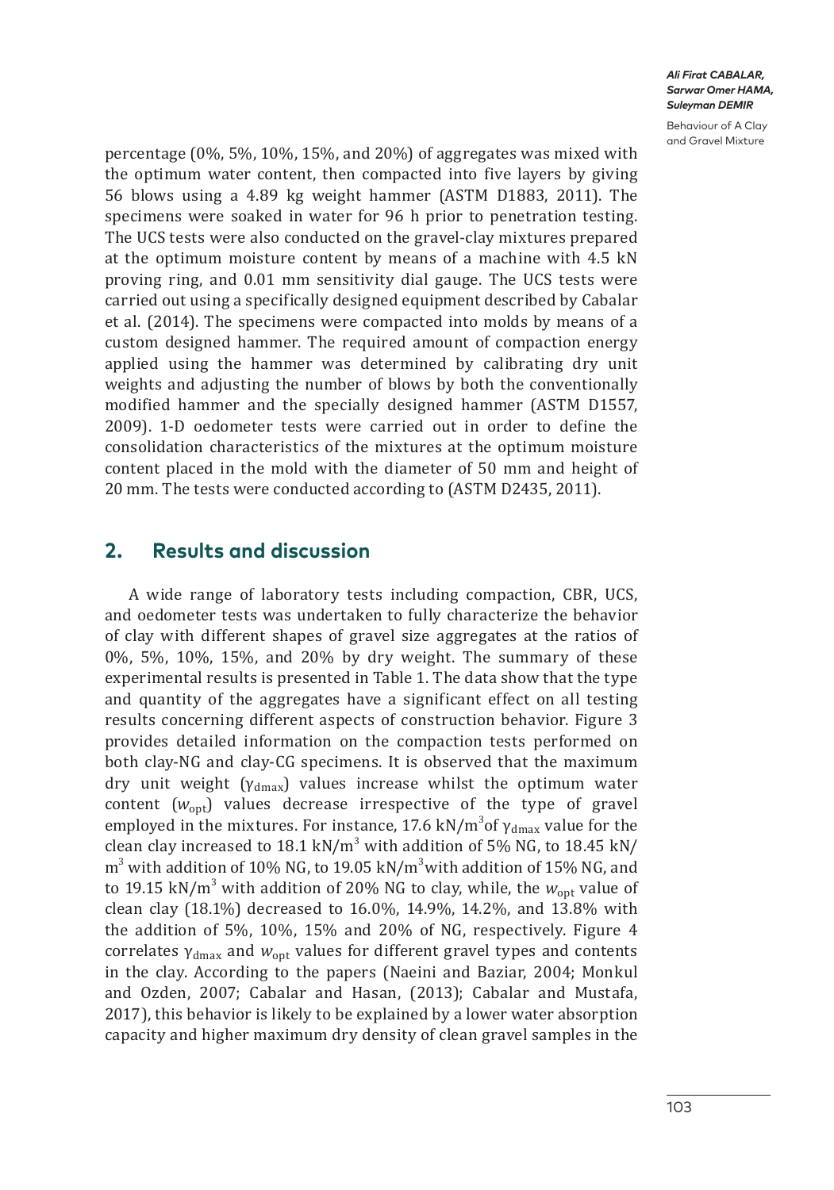percentage (0%, 5%, 10%, 15%, and 20%) of aggregates was mixed with the optimum water content, then compacted into five layers by giving 56 blows using a 4.89 kg weight hammer (ASTM D1883, 2011). The specimens were soaked in water for 96 h prior to penetration testing. The UCS tests were also conducted on the gravel-clay mixtures prepared at the optimum moisture content by means of a machine with 4.5 kN proving ring, and 0.01 mm sensitivity dial gauge. The UCS tests were carried out using a specifically designed equipment described by Cabalar et al. (2014). The specimens were compacted into molds by means of a custom designed hammer. The required amount of compaction energy applied using the hammer was determined by calibrating dry unit weights and adjusting the number of blows by both the conventionally modified hammer and the specially designed hammer (ASTM D1557, 2009). 1-D oedometer tests were carried out in order to define the consolidation characteristics of the mixtures at the optimum moisture content placed in the mold with the diameter of 50 mm and height of 20 mm. The tests were conducted according to (ASTM D2435, 2011).

## 2. Results and discussion

A wide range of laboratory tests including compaction, CBR, UCS, and oedometer tests was undertaken to fully characterize the behavior of clay with different shapes of gravel size aggregates at the ratios of 0%, 5%, 10%, 15%, and 20% by dry weight. The summary of these experimental results is presented in Table 1. The data show that the type and quantity of the aggregates have a significant effect on all testing results concerning different aspects of construction behavior. Figure 3 provides detailed information on the compaction tests performed on both clay-NG and clay-CG specimens. It is observed that the maximum dry unit weight ($\gamma_{dmax}$) values increase whilst the optimum water content ($w_{opt}$) values decrease irrespective of the type of gravel employed in the mixtures. For instance, 17.6 kN/m$^3$of $\gamma_{dmax}$ value for the clean clay increased to 18.1 kN/m$^3$ with addition of 5% NG, to 18.45 kN/m$^3$ with addition of 10% NG, to 19.05 kN/m$^3$with addition of 15% NG, and to 19.15 kN/m$^3$ with addition of 20% NG to clay, while, the $w_{opt}$ value of clean clay (18.1%) decreased to 16.0%, 14.9%, 14.2%, and 13.8% with the addition of 5%, 10%, 15% and 20% of NG, respectively. Figure 4 correlates $\gamma_{dmax}$ and $w_{opt}$ values for different gravel types and contents in the clay. According to the papers (Naeini and Baziar, 2004; Monkul and Ozden, 2007; Cabalar and Hasan, (2013); Cabalar and Mustafa, 2017), this behavior is likely to be explained by a lower water absorption capacity and higher maximum dry density of clean gravel samples in the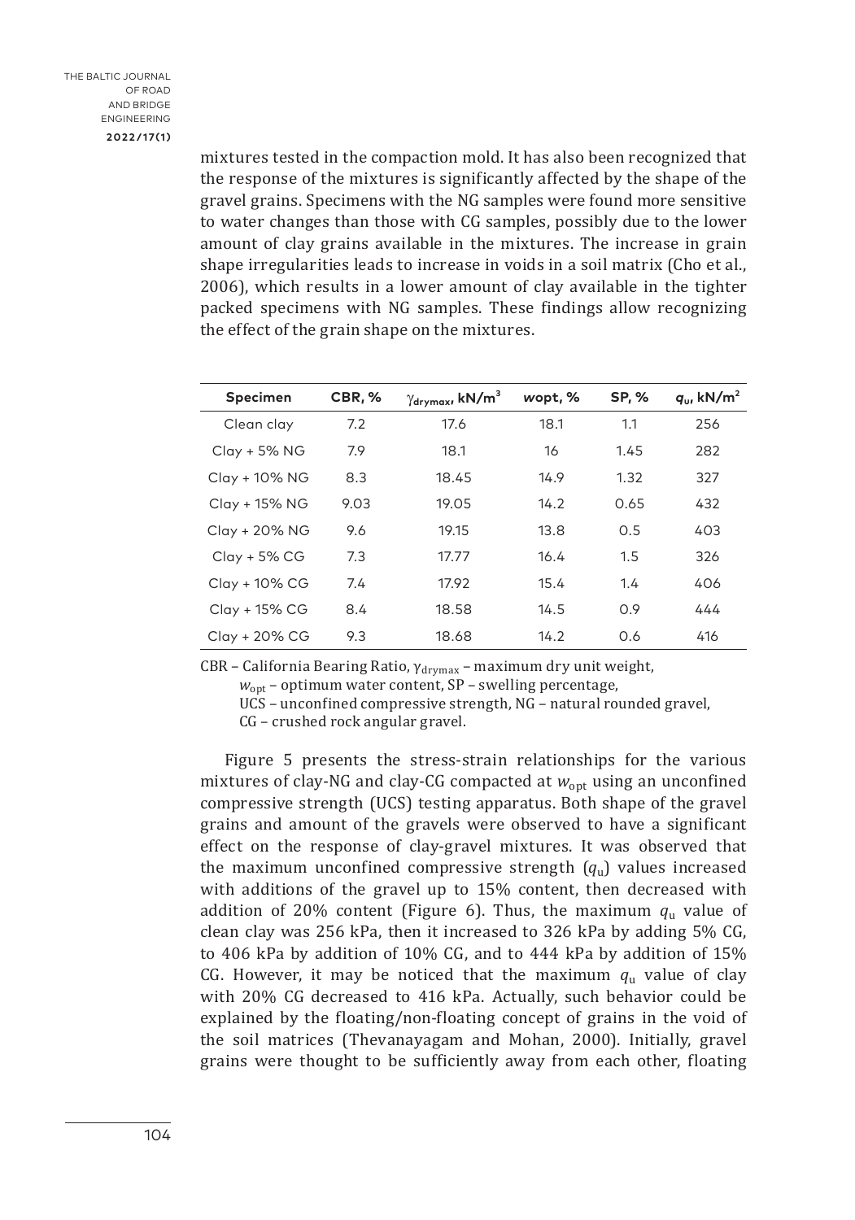mixtures tested in the compaction mold. It has also been recognized that the response of the mixtures is significantly affected by the shape of the gravel grains. Specimens with the NG samples were found more sensitive to water changes than those with CG samples, possibly due to the lower amount of clay grains available in the mixtures. The increase in grain shape irregularities leads to increase in voids in a soil matrix (Cho et al., 2006), which results in a lower amount of clay available in the tighter packed specimens with NG samples. These findings allow recognizing the effect of the grain shape on the mixtures.

| Specimen | CBR, % | $\gamma_{drymax}$, kN/m$^3$ | $w$opt, % | SP, % | $q_u$, kN/m$^2$ |
|---|---|---|---|---|---|
| Clean clay | 7.2 | 17.6 | 18.1 | 1.1 | 256 |
| Clay + 5% NG | 7.9 | 18.1 | 16 | 1.45 | 282 |
| Clay + 10% NG | 8.3 | 18.45 | 14.9 | 1.32 | 327 |
| Clay + 15% NG | 9.03 | 19.05 | 14.2 | 0.65 | 432 |
| Clay + 20% NG | 9.6 | 19.15 | 13.8 | 0.5 | 403 |
| Clay + 5% CG | 7.3 | 17.77 | 16.4 | 1.5 | 326 |
| Clay + 10% CG | 7.4 | 17.92 | 15.4 | 1.4 | 406 |
| Clay + 15% CG | 8.4 | 18.58 | 14.5 | 0.9 | 444 |
| Clay + 20% CG | 9.3 | 18.68 | 14.2 | 0.6 | 416 |

CBR – California Bearing Ratio, $\gamma_{drymax}$ – maximum dry unit weight,
$w_{opt}$ – optimum water content, SP – swelling percentage,
UCS – unconfined compressive strength, NG – natural rounded gravel,
CG – crushed rock angular gravel.

Figure 5 presents the stress-strain relationships for the various mixtures of clay-NG and clay-CG compacted at $w_{opt}$ using an unconfined compressive strength (UCS) testing apparatus. Both shape of the gravel grains and amount of the gravels were observed to have a significant effect on the response of clay-gravel mixtures. It was observed that the maximum unconfined compressive strength ($q_u$) values increased with additions of the gravel up to 15% content, then decreased with addition of 20% content (Figure 6). Thus, the maximum $q_u$ value of clean clay was 256 kPa, then it increased to 326 kPa by adding 5% CG, to 406 kPa by addition of 10% CG, and to 444 kPa by addition of 15% CG. However, it may be noticed that the maximum $q_u$ value of clay with 20% CG decreased to 416 kPa. Actually, such behavior could be explained by the floating/non-floating concept of grains in the void of the soil matrices (Thevanayagam and Mohan, 2000). Initially, gravel grains were thought to be sufficiently away from each other, floating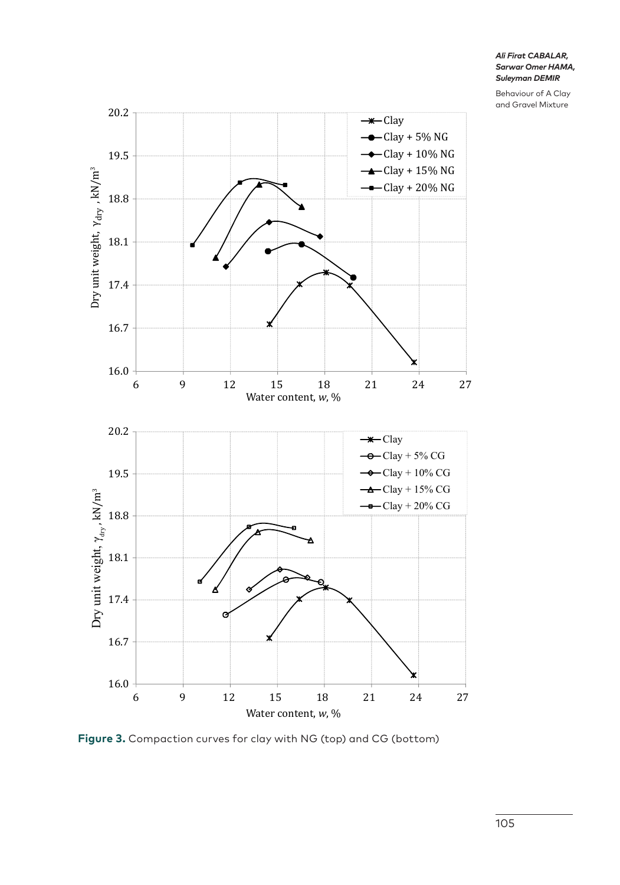Figure 3. Compaction curves for clay with NG (top) and CG (bottom)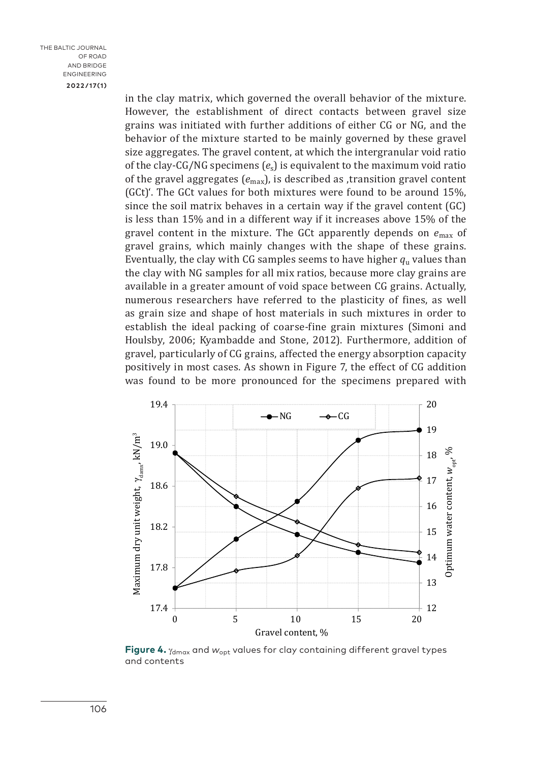in the clay matrix, which governed the overall behavior of the mixture. However, the establishment of direct contacts between gravel size grains was initiated with further additions of either CG or NG, and the behavior of the mixture started to be mainly governed by these gravel size aggregates. The gravel content, at which the intergranular void ratio of the clay-CG/NG specimens ($e_s$) is equivalent to the maximum void ratio of the gravel aggregates ($e_{max}$), is described as ‚transition gravel content (GCt)'. The GCt values for both mixtures were found to be around 15%, since the soil matrix behaves in a certain way if the gravel content (GC) is less than 15% and in a different way if it increases above 15% of the gravel content in the mixture. The GCt apparently depends on $e_{max}$ of gravel grains, which mainly changes with the shape of these grains. Eventually, the clay with CG samples seems to have higher $q_u$ values than the clay with NG samples for all mix ratios, because more clay grains are available in a greater amount of void space between CG grains. Actually, numerous researchers have referred to the plasticity of fines, as well as grain size and shape of host materials in such mixtures in order to establish the ideal packing of coarse-fine grain mixtures (Simoni and Houlsby, 2006; Kyambadde and Stone, 2012). Furthermore, addition of gravel, particularly of CG grains, affected the energy absorption capacity positively in most cases. As shown in Figure 7, the effect of CG addition was found to be more pronounced for the specimens prepared with

**Figure 4.** $\gamma_{dmax}$ and $w_{opt}$ values for clay containing different gravel types and contents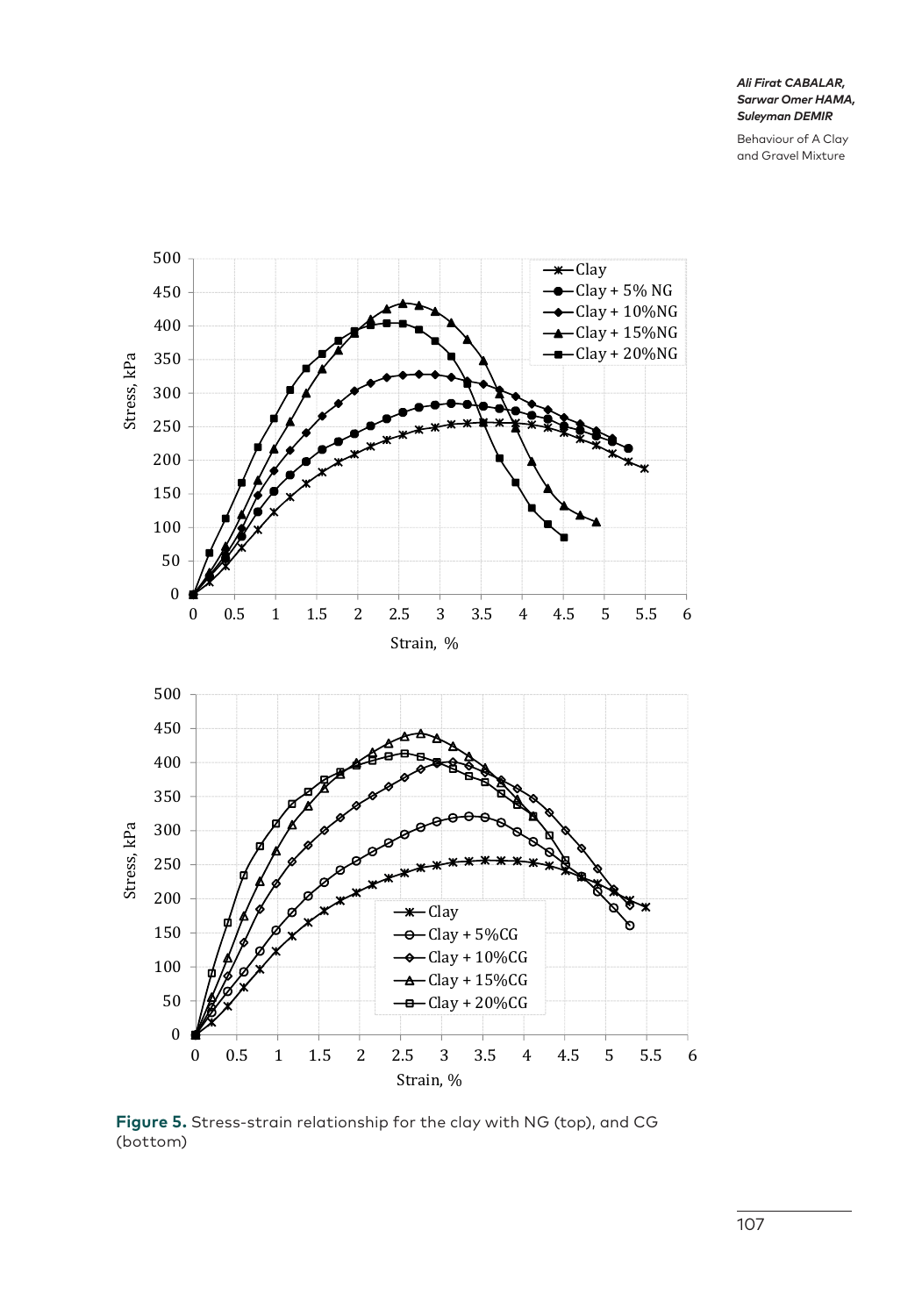**Figure 5.** Stress-strain relationship for the clay with NG (top), and CG (bottom)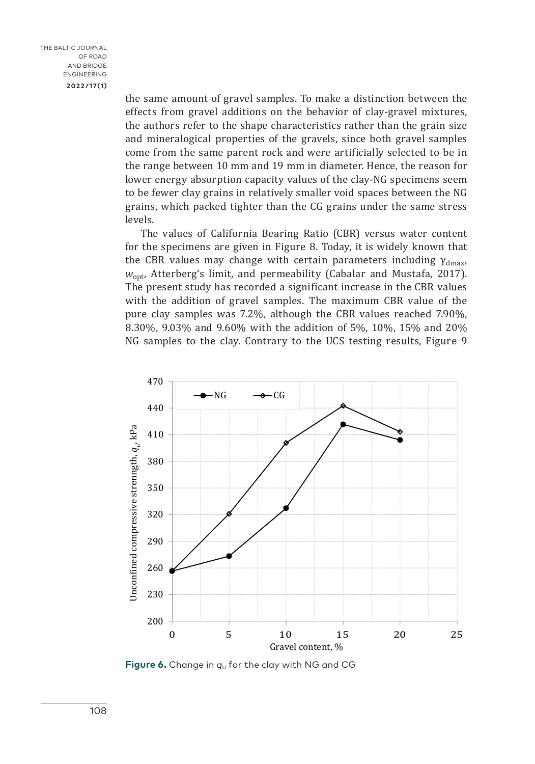the same amount of gravel samples. To make a distinction between the effects from gravel additions on the behavior of clay-gravel mixtures, the authors refer to the shape characteristics rather than the grain size and mineralogical properties of the gravels, since both gravel samples come from the same parent rock and were artificially selected to be in the range between 10 mm and 19 mm in diameter. Hence, the reason for lower energy absorption capacity values of the clay-NG specimens seem to be fewer clay grains in relatively smaller void spaces between the NG grains, which packed tighter than the CG grains under the same stress levels.

The values of California Bearing Ratio (CBR) versus water content for the specimens are given in Figure 8. Today, it is widely known that the CBR values may change with certain parameters including $\gamma_{dmax}$, $w_{opt}$, Atterberg's limit, and permeability (Cabalar and Mustafa, 2017). The present study has recorded a significant increase in the CBR values with the addition of gravel samples. The maximum CBR value of the pure clay samples was 7.2%, although the CBR values reached 7.90%, 8.30%, 9.03% and 9.60% with the addition of 5%, 10%, 15% and 20% NG samples to the clay. Contrary to the UCS testing results, Figure 9

**Figure 6.** Change in $q_u$ for the clay with NG and CG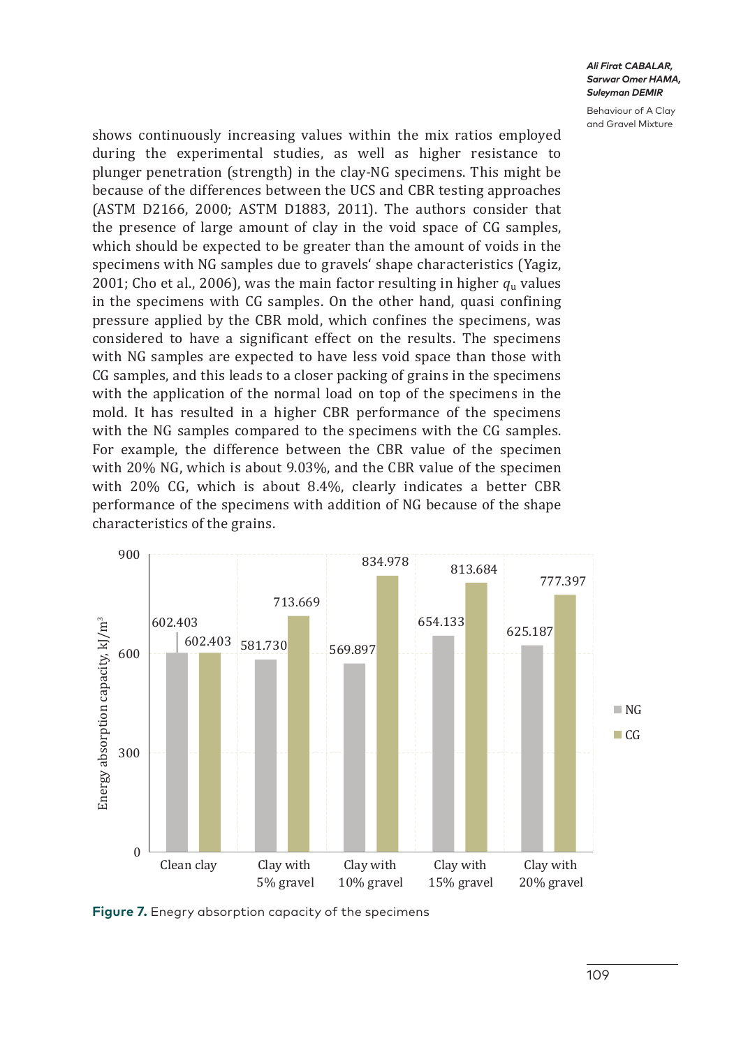shows continuously increasing values within the mix ratios employed during the experimental studies, as well as higher resistance to plunger penetration (strength) in the clay-NG specimens. This might be because of the differences between the UCS and CBR testing approaches (ASTM D2166, 2000; ASTM D1883, 2011). The authors consider that the presence of large amount of clay in the void space of CG samples, which should be expected to be greater than the amount of voids in the specimens with NG samples due to gravels' shape characteristics (Yagiz, 2001; Cho et al., 2006), was the main factor resulting in higher $q_u$ values in the specimens with CG samples. On the other hand, quasi confining pressure applied by the CBR mold, which confines the specimens, was considered to have a significant effect on the results. The specimens with NG samples are expected to have less void space than those with CG samples, and this leads to a closer packing of grains in the specimens with the application of the normal load on top of the specimens in the mold. It has resulted in a higher CBR performance of the specimens with the NG samples compared to the specimens with the CG samples. For example, the difference between the CBR value of the specimen with 20% NG, which is about 9.03%, and the CBR value of the specimen with 20% CG, which is about 8.4%, clearly indicates a better CBR performance of the specimens with addition of NG because of the shape characteristics of the grains.

**Figure 7.** Enegry absorption capacity of the specimens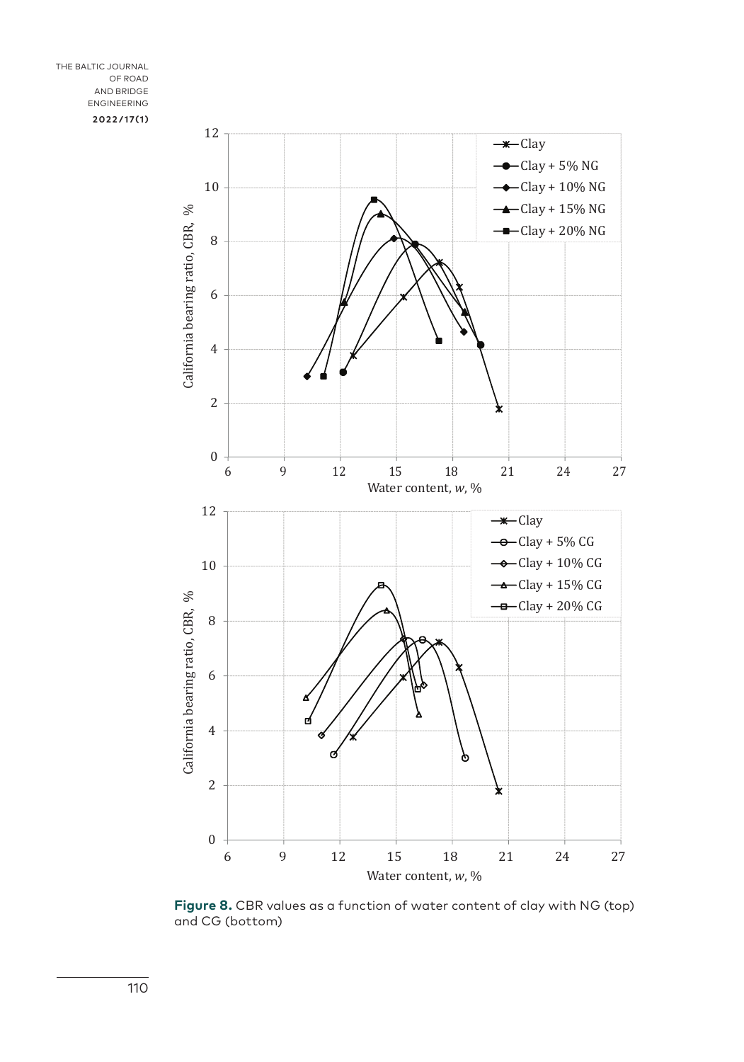Figure 8. CBR values as a function of water content of clay with NG (top) and CG (bottom)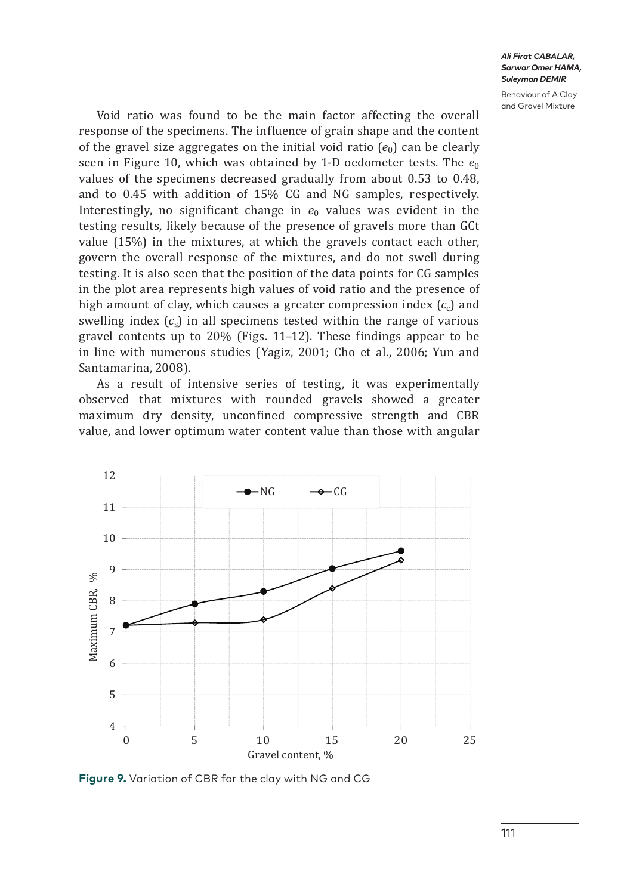Void ratio was found to be the main factor affecting the overall response of the specimens. The influence of grain shape and the content of the gravel size aggregates on the initial void ratio ($e_0$) can be clearly seen in Figure 10, which was obtained by 1-D oedometer tests. The $e_0$ values of the specimens decreased gradually from about 0.53 to 0.48, and to 0.45 with addition of 15% CG and NG samples, respectively. Interestingly, no significant change in $e_0$ values was evident in the testing results, likely because of the presence of gravels more than GCt value (15%) in the mixtures, at which the gravels contact each other, govern the overall response of the mixtures, and do not swell during testing. It is also seen that the position of the data points for CG samples in the plot area represents high values of void ratio and the presence of high amount of clay, which causes a greater compression index ($c_c$) and swelling index ($c_s$) in all specimens tested within the range of various gravel contents up to 20% (Figs. 11–12). These findings appear to be in line with numerous studies (Yagiz, 2001; Cho et al., 2006; Yun and Santamarina, 2008).

As a result of intensive series of testing, it was experimentally observed that mixtures with rounded gravels showed a greater maximum dry density, unconfined compressive strength and CBR value, and lower optimum water content value than those with angular

**Figure 9.** Variation of CBR for the clay with NG and CG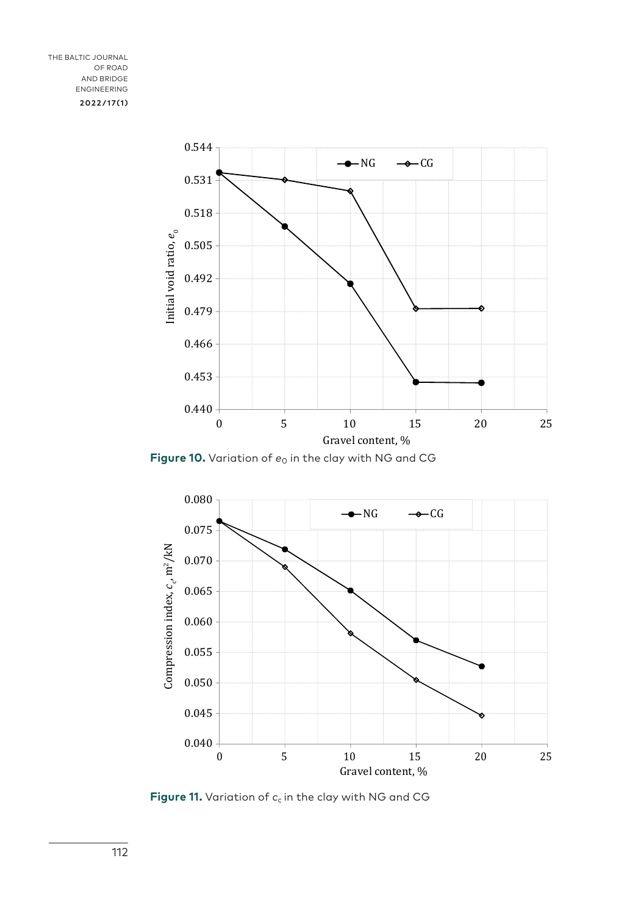**Figure 10.** Variation of $e_0$ in the clay with NG and CG

**Figure 11.** Variation of $c_c$ in the clay with NG and CG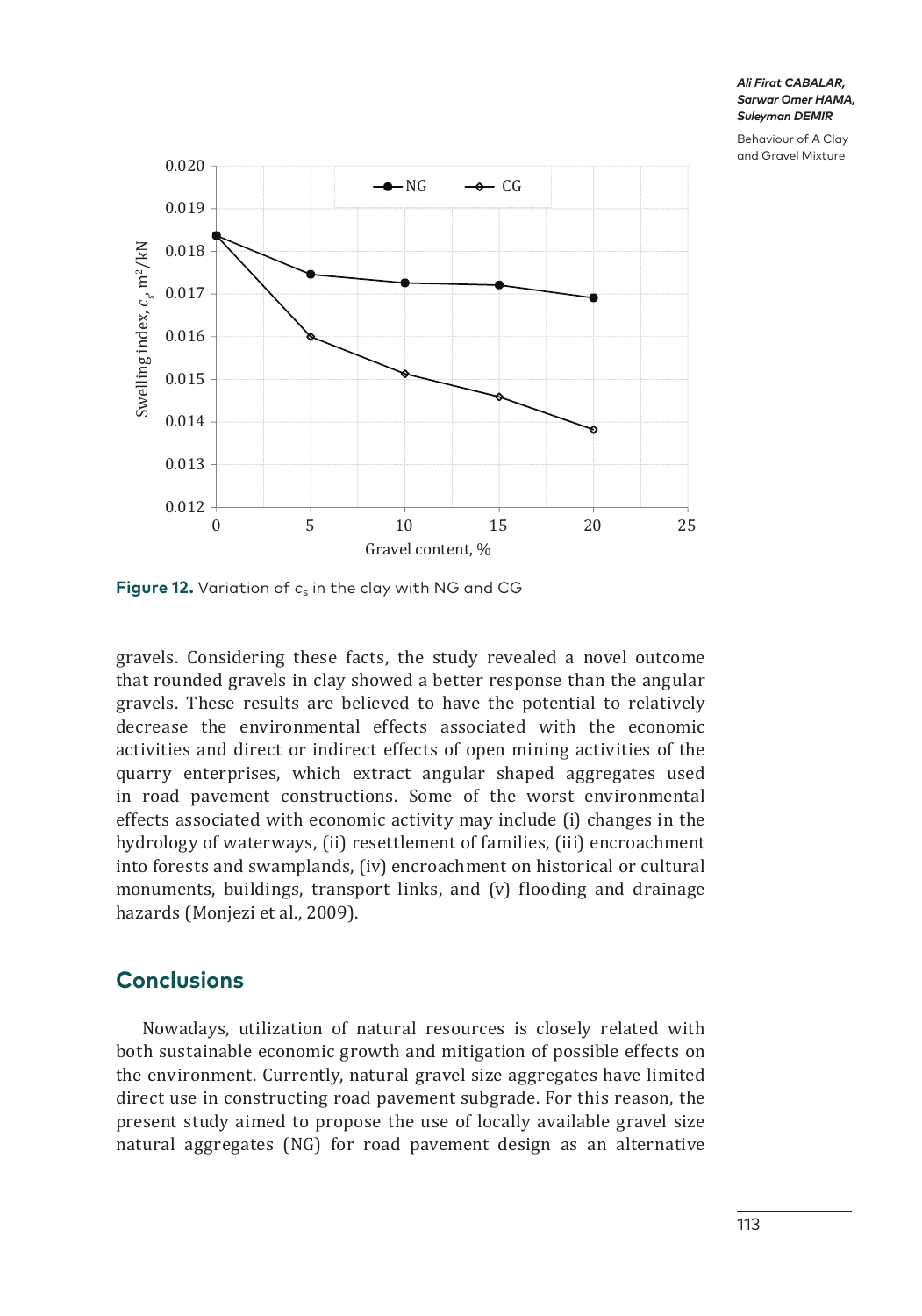**Figure 12.** Variation of $c_s$ in the clay with NG and CG

gravels. Considering these facts, the study revealed a novel outcome that rounded gravels in clay showed a better response than the angular gravels. These results are believed to have the potential to relatively decrease the environmental effects associated with the economic activities and direct or indirect effects of open mining activities of the quarry enterprises, which extract angular shaped aggregates used in road pavement constructions. Some of the worst environmental effects associated with economic activity may include (i) changes in the hydrology of waterways, (ii) resettlement of families, (iii) encroachment into forests and swamplands, (iv) encroachment on historical or cultural monuments, buildings, transport links, and (v) flooding and drainage hazards (Monjezi et al., 2009).

## Conclusions

Nowadays, utilization of natural resources is closely related with both sustainable economic growth and mitigation of possible effects on the environment. Currently, natural gravel size aggregates have limited direct use in constructing road pavement subgrade. For this reason, the present study aimed to propose the use of locally available gravel size natural aggregates (NG) for road pavement design as an alternative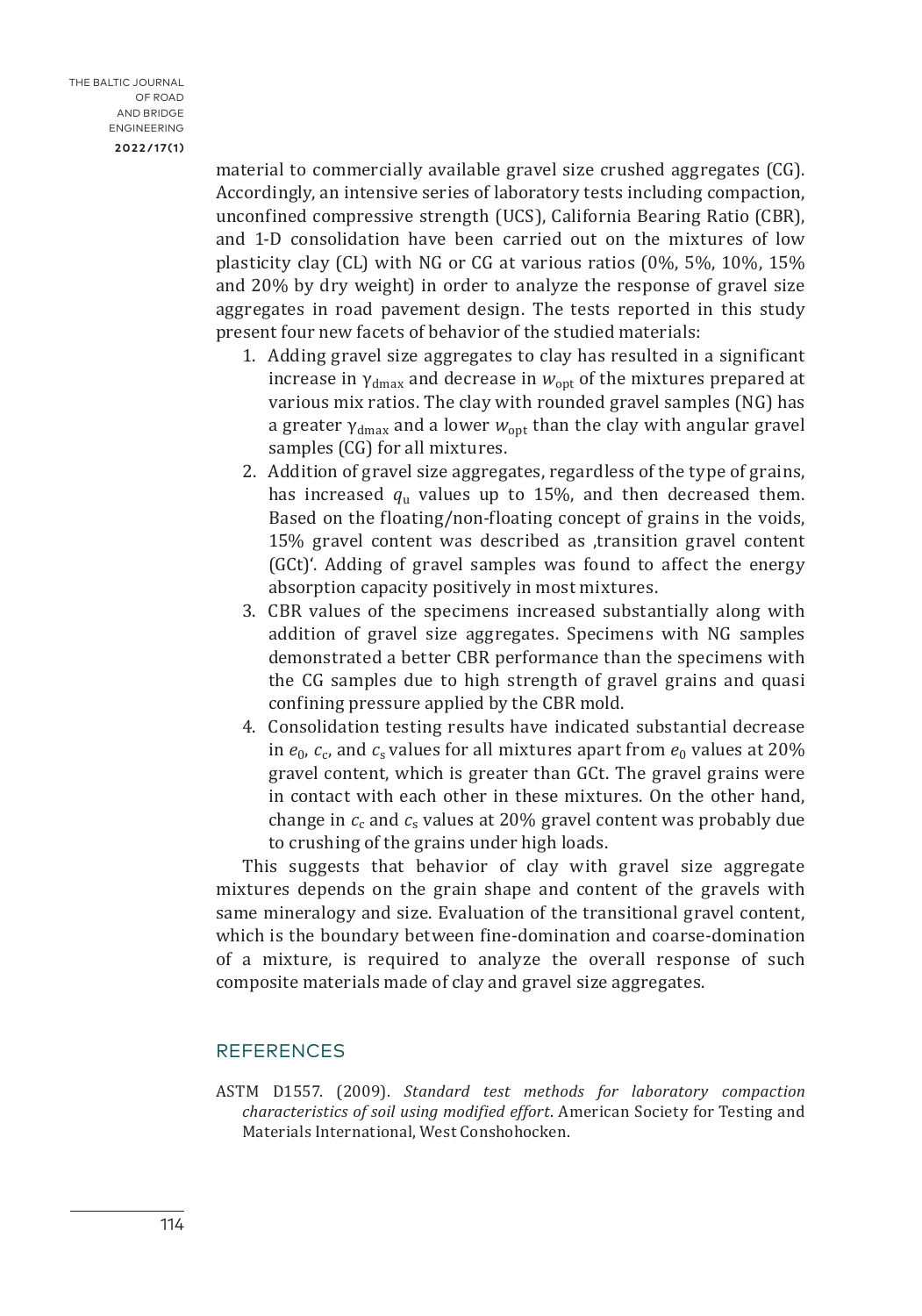material to commercially available gravel size crushed aggregates (CG). Accordingly, an intensive series of laboratory tests including compaction, unconfined compressive strength (UCS), California Bearing Ratio (CBR), and 1-D consolidation have been carried out on the mixtures of low plasticity clay (CL) with NG or CG at various ratios (0%, 5%, 10%, 15% and 20% by dry weight) in order to analyze the response of gravel size aggregates in road pavement design. The tests reported in this study present four new facets of behavior of the studied materials:

1. Adding gravel size aggregates to clay has resulted in a significant increase in $\gamma_{dmax}$ and decrease in $w_{opt}$ of the mixtures prepared at various mix ratios. The clay with rounded gravel samples (NG) has a greater $\gamma_{dmax}$ and a lower $w_{opt}$ than the clay with angular gravel samples (CG) for all mixtures.
2. Addition of gravel size aggregates, regardless of the type of grains, has increased $q_u$ values up to 15%, and then decreased them. Based on the floating/non-floating concept of grains in the voids, 15% gravel content was described as ‚transition gravel content (GCt)'. Adding of gravel samples was found to affect the energy absorption capacity positively in most mixtures.
3. CBR values of the specimens increased substantially along with addition of gravel size aggregates. Specimens with NG samples demonstrated a better CBR performance than the specimens with the CG samples due to high strength of gravel grains and quasi confining pressure applied by the CBR mold.
4. Consolidation testing results have indicated substantial decrease in $e_0$, $c_c$, and $c_s$ values for all mixtures apart from $e_0$ values at 20% gravel content, which is greater than GCt. The gravel grains were in contact with each other in these mixtures. On the other hand, change in $c_c$ and $c_s$ values at 20% gravel content was probably due to crushing of the grains under high loads.

This suggests that behavior of clay with gravel size aggregate mixtures depends on the grain shape and content of the gravels with same mineralogy and size. Evaluation of the transitional gravel content, which is the boundary between fine-domination and coarse-domination of a mixture, is required to analyze the overall response of such composite materials made of clay and gravel size aggregates.

## REFERENCES

ASTM D1557. (2009). *Standard test methods for laboratory compaction characteristics of soil using modified effort*. American Society for Testing and Materials International, West Conshohocken.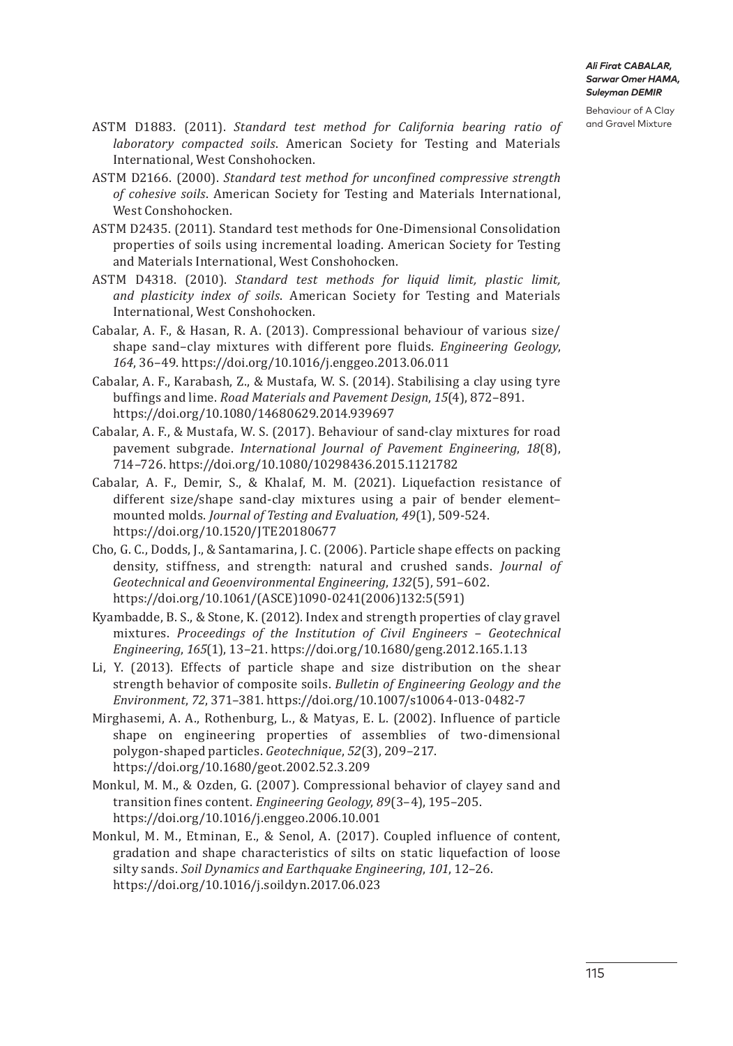ASTM D1883. (2011). *Standard test method for California bearing ratio of laboratory compacted soils*. American Society for Testing and Materials International, West Conshohocken.

ASTM D2166. (2000). *Standard test method for unconfined compressive strength of cohesive soils*. American Society for Testing and Materials International, West Conshohocken.

ASTM D2435. (2011). Standard test methods for One-Dimensional Consolidation properties of soils using incremental loading. American Society for Testing and Materials International, West Conshohocken.

ASTM D4318. (2010). *Standard test methods for liquid limit, plastic limit, and plasticity index of soils*. American Society for Testing and Materials International, West Conshohocken.

Cabalar, A. F., & Hasan, R. A. (2013). Compressional behaviour of various size/shape sand–clay mixtures with different pore fluids. *Engineering Geology*, *164*, 36–49. https://doi.org/10.1016/j.enggeo.2013.06.011

Cabalar, A. F., Karabash, Z., & Mustafa, W. S. (2014). Stabilising a clay using tyre buffings and lime. *Road Materials and Pavement Design*, *15*(4), 872–891. https://doi.org/10.1080/14680629.2014.939697

Cabalar, A. F., & Mustafa, W. S. (2017). Behaviour of sand-clay mixtures for road pavement subgrade. *International Journal of Pavement Engineering*, *18*(8), 714–726. https://doi.org/10.1080/10298436.2015.1121782

Cabalar, A. F., Demir, S., & Khalaf, M. M. (2021). Liquefaction resistance of different size/shape sand-clay mixtures using a pair of bender element–mounted molds. *Journal of Testing and Evaluation*, *49*(1), 509-524. https://doi.org/10.1520/JTE20180677

Cho, G. C., Dodds, J., & Santamarina, J. C. (2006). Particle shape effects on packing density, stiffness, and strength: natural and crushed sands. *Journal of Geotechnical and Geoenvironmental Engineering*, *132*(5), 591–602. https://doi.org/10.1061/(ASCE)1090-0241(2006)132:5(591)

Kyambadde, B. S., & Stone, K. (2012). Index and strength properties of clay gravel mixtures. *Proceedings of the Institution of Civil Engineers – Geotechnical Engineering*, *165*(1), 13–21. https://doi.org/10.1680/geng.2012.165.1.13

Li, Y. (2013). Effects of particle shape and size distribution on the shear strength behavior of composite soils. *Bulletin of Engineering Geology and the Environment*, *72*, 371–381. https://doi.org/10.1007/s10064-013-0482-7

Mirghasemi, A. A., Rothenburg, L., & Matyas, E. L. (2002). Influence of particle shape on engineering properties of assemblies of two-dimensional polygon-shaped particles. *Geotechnique*, *52*(3), 209–217. https://doi.org/10.1680/geot.2002.52.3.209

Monkul, M. M., & Ozden, G. (2007). Compressional behavior of clayey sand and transition fines content. *Engineering Geology*, *89*(3–4), 195–205. https://doi.org/10.1016/j.enggeo.2006.10.001

Monkul, M. M., Etminan, E., & Senol, A. (2017). Coupled influence of content, gradation and shape characteristics of silts on static liquefaction of loose silty sands. *Soil Dynamics and Earthquake Engineering*, *101*, 12–26. https://doi.org/10.1016/j.soildyn.2017.06.023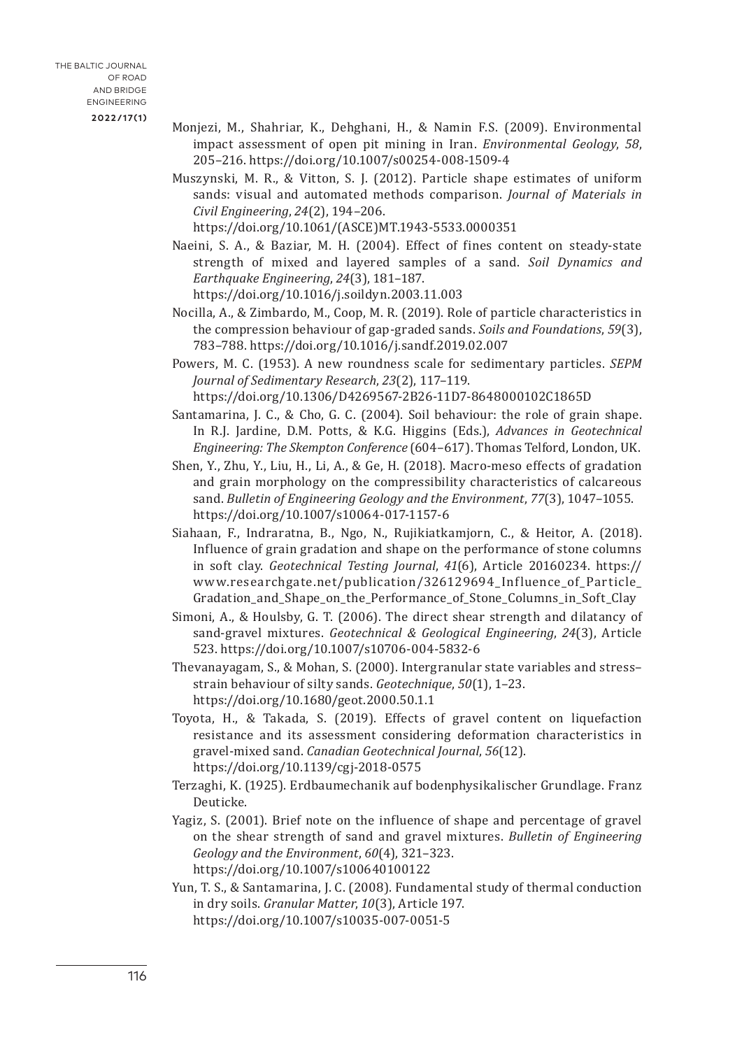Monjezi, M., Shahriar, K., Dehghani, H., & Namin F.S. (2009). Environmental impact assessment of open pit mining in Iran. *Environmental Geology*, *58*, 205–216. https://doi.org/10.1007/s00254-008-1509-4

Muszynski, M. R., & Vitton, S. J. (2012). Particle shape estimates of uniform sands: visual and automated methods comparison. *Journal of Materials in Civil Engineering*, *24*(2), 194–206. https://doi.org/10.1061/(ASCE)MT.1943-5533.0000351

Naeini, S. A., & Baziar, M. H. (2004). Effect of fines content on steady-state strength of mixed and layered samples of a sand. *Soil Dynamics and Earthquake Engineering*, *24*(3), 181–187. https://doi.org/10.1016/j.soildyn.2003.11.003

Nocilla, A., & Zimbardo, M., Coop, M. R. (2019). Role of particle characteristics in the compression behaviour of gap-graded sands. *Soils and Foundations*, *59*(3), 783–788. https://doi.org/10.1016/j.sandf.2019.02.007

Powers, M. C. (1953). A new roundness scale for sedimentary particles. *SEPM Journal of Sedimentary Research*, *23*(2), 117–119. https://doi.org/10.1306/D4269567-2B26-11D7-8648000102C1865D

Santamarina, J. C., & Cho, G. C. (2004). Soil behaviour: the role of grain shape. In R.J. Jardine, D.M. Potts, & K.G. Higgins (Eds.), *Advances in Geotechnical Engineering: The Skempton Conference* (604–617). Thomas Telford, London, UK.

Shen, Y., Zhu, Y., Liu, H., Li, A., & Ge, H. (2018). Macro-meso effects of gradation and grain morphology on the compressibility characteristics of calcareous sand. *Bulletin of Engineering Geology and the Environment*, *77*(3), 1047–1055. https://doi.org/10.1007/s10064-017-1157-6

Siahaan, F., Indraratna, B., Ngo, N., Rujikiatkamjorn, C., & Heitor, A. (2018). Influence of grain gradation and shape on the performance of stone columns in soft clay. *Geotechnical Testing Journal*, *41*(6), Article 20160234. https://www.researchgate.net/publication/326129694_Influence_of_Particle_Gradation_and_Shape_on_the_Performance_of_Stone_Columns_in_Soft_Clay

Simoni, A., & Houlsby, G. T. (2006). The direct shear strength and dilatancy of sand-gravel mixtures. *Geotechnical & Geological Engineering*, *24*(3), Article 523. https://doi.org/10.1007/s10706-004-5832-6

Thevanayagam, S., & Mohan, S. (2000). Intergranular state variables and stress–strain behaviour of silty sands. *Geotechnique*, *50*(1), 1–23. https://doi.org/10.1680/geot.2000.50.1.1

Toyota, H., & Takada, S. (2019). Effects of gravel content on liquefaction resistance and its assessment considering deformation characteristics in gravel-mixed sand. *Canadian Geotechnical Journal*, *56*(12). https://doi.org/10.1139/cgj-2018-0575

Terzaghi, K. (1925). Erdbaumechanik auf bodenphysikalischer Grundlage. Franz Deuticke.

Yagiz, S. (2001). Brief note on the influence of shape and percentage of gravel on the shear strength of sand and gravel mixtures. *Bulletin of Engineering Geology and the Environment*, *60*(4), 321–323. https://doi.org/10.1007/s100640100122

Yun, T. S., & Santamarina, J. C. (2008). Fundamental study of thermal conduction in dry soils. *Granular Matter*, *10*(3), Article 197. https://doi.org/10.1007/s10035-007-0051-5